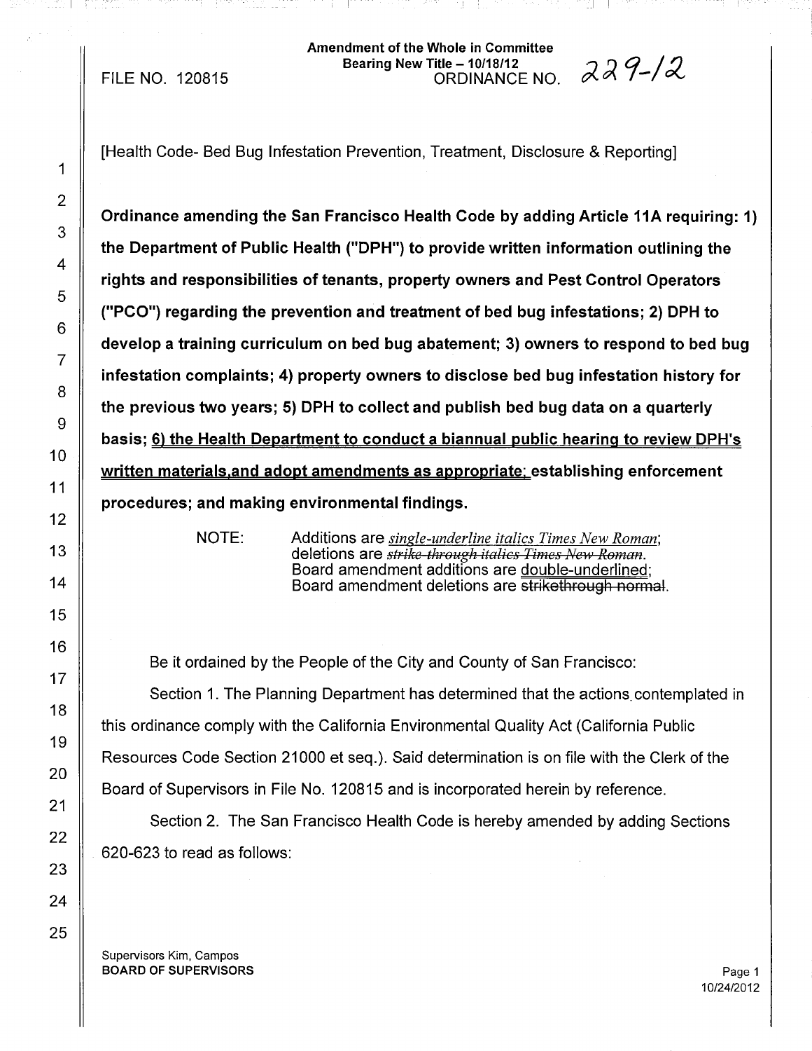FILE NO. 120815

Amendment of the Whole in Committee
Bearing New Title – 10/18/12
ORDINANCE NO. 229-12

[Health Code- Bed Bug Infestation Prevention, Treatment, Disclosure & Reporting]

**Ordinance amending the San Francisco Health Code by adding Article 11A requiring: 1) the Department of Public Health ("DPH") to provide written information outlining the rights and responsibilities of tenants, property owners and Pest Control Operators ("PCO") regarding the prevention and treatment of bed bug infestations; 2) DPH to develop a training curriculum on bed bug abatement; 3) owners to respond to bed bug infestation complaints; 4) property owners to disclose bed bug infestation history for the previous two years; 5) DPH to collect and publish bed bug data on a quarterly basis; 6) the Health Department to conduct a biannual public hearing to review DPH's written materials,and adopt amendments as appropriate; establishing enforcement procedures; and making environmental findings.**

NOTE: Additions are *single-underline italics Times New Roman*; deletions are ~~*strike-through italics Times New Roman*~~. Board amendment additions are double-underlined; Board amendment deletions are ~~strikethrough normal~~.

Be it ordained by the People of the City and County of San Francisco:

Section 1. The Planning Department has determined that the actions contemplated in this ordinance comply with the California Environmental Quality Act (California Public Resources Code Section 21000 et seq.). Said determination is on file with the Clerk of the Board of Supervisors in File No. 120815 and is incorporated herein by reference.

Section 2. The San Francisco Health Code is hereby amended by adding Sections 620-623 to read as follows:

Supervisors Kim, Campos
BOARD OF SUPERVISORS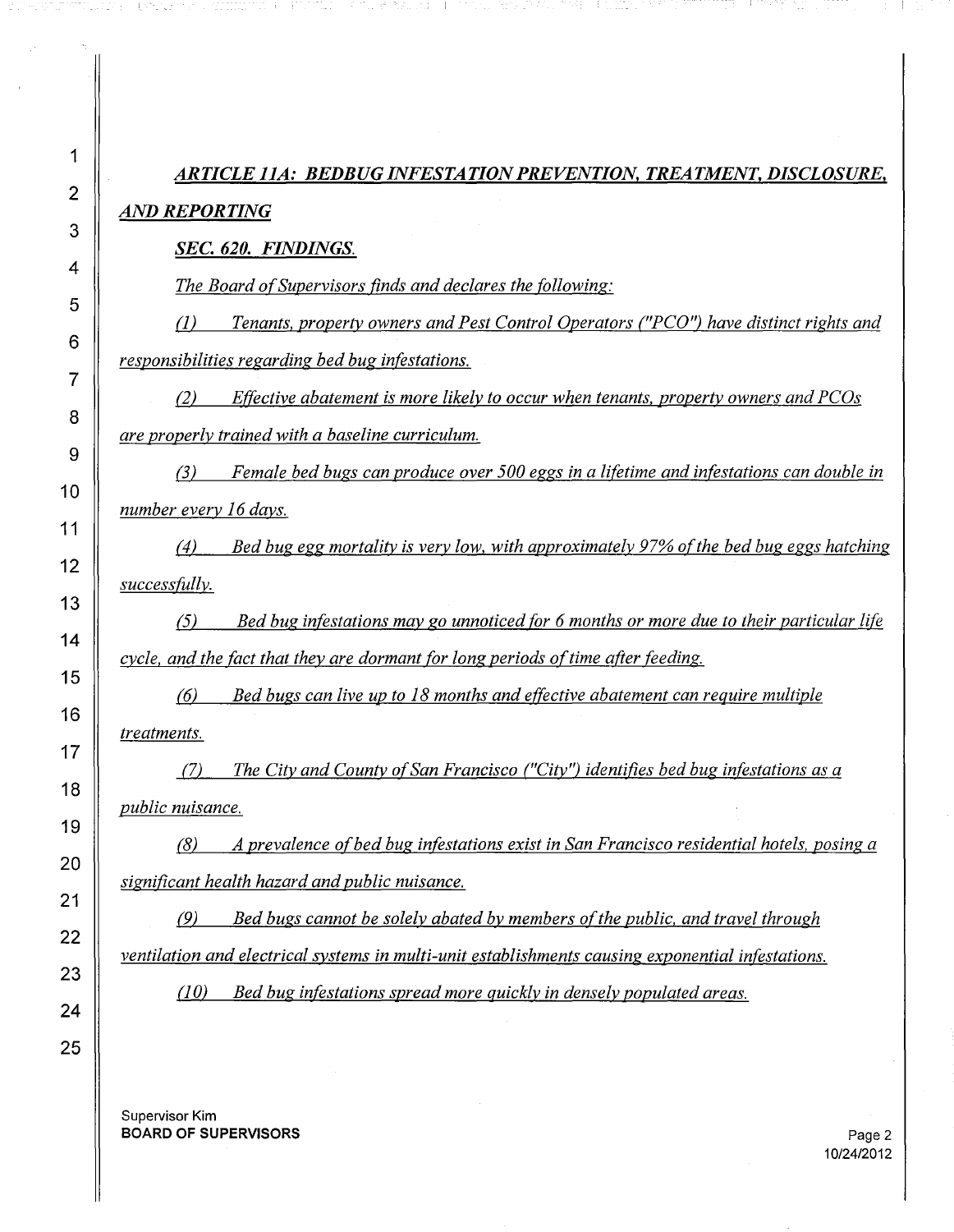## *ARTICLE 11A: BEDBUG INFESTATION PREVENTION, TREATMENT, DISCLOSURE, AND REPORTING*

### *SEC. 620. FINDINGS.*

*The Board of Supervisors finds and declares the following:*

*(1) Tenants, property owners and Pest Control Operators ("PCO") have distinct rights and responsibilities regarding bed bug infestations.*

*(2) Effective abatement is more likely to occur when tenants, property owners and PCOs are properly trained with a baseline curriculum.*

*(3) Female bed bugs can produce over 500 eggs in a lifetime and infestations can double in number every 16 days.*

*(4) Bed bug egg mortality is very low, with approximately 97% of the bed bug eggs hatching successfully.*

*(5) Bed bug infestations may go unnoticed for 6 months or more due to their particular life cycle, and the fact that they are dormant for long periods of time after feeding.*

*(6) Bed bugs can live up to 18 months and effective abatement can require multiple treatments.*

*(7) The City and County of San Francisco ("City") identifies bed bug infestations as a public nuisance.*

*(8) A prevalence of bed bug infestations exist in San Francisco residential hotels, posing a significant health hazard and public nuisance.*

*(9) Bed bugs cannot be solely abated by members of the public, and travel through ventilation and electrical systems in multi-unit establishments causing exponential infestations.*

*(10) Bed bug infestations spread more quickly in densely populated areas.*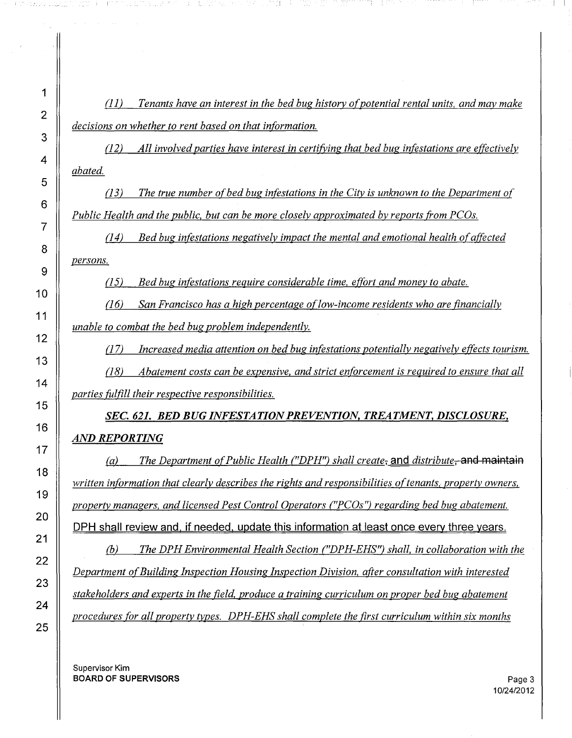*(11) Tenants have an interest in the bed bug history of potential rental units, and may make decisions on whether to rent based on that information.*

*(12) All involved parties have interest in certifying that bed bug infestations are effectively abated.*

*(13) The true number of bed bug infestations in the City is unknown to the Department of Public Health and the public, but can be more closely approximated by reports from PCOs.*

*(14) Bed bug infestations negatively impact the mental and emotional health of affected persons.*

*(15) Bed bug infestations require considerable time, effort and money to abate.*

*(16) San Francisco has a high percentage of low-income residents who are financially unable to combat the bed bug problem independently.*

*(17) Increased media attention on bed bug infestations potentially negatively effects tourism.*

*(18) Abatement costs can be expensive, and strict enforcement is required to ensure that all parties fulfill their respective responsibilities.*

***SEC. 621. BED BUG INFESTATION PREVENTION, TREATMENT, DISCLOSURE, AND REPORTING***

*(a) The Department of Public Health ("DPH") shall create*~~,~~ and *distribute*~~, and maintain~~ *written information that clearly describes the rights and responsibilities of tenants, property owners, property managers, and licensed Pest Control Operators ("PCOs") regarding bed bug abatement.* DPH shall review and, if needed, update this information at least once every three years.

*(b) The DPH Environmental Health Section ("DPH-EHS") shall, in collaboration with the Department of Building Inspection Housing Inspection Division, after consultation with interested stakeholders and experts in the field, produce a training curriculum on proper bed bug abatement procedures for all property types. DPH-EHS shall complete the first curriculum within six months*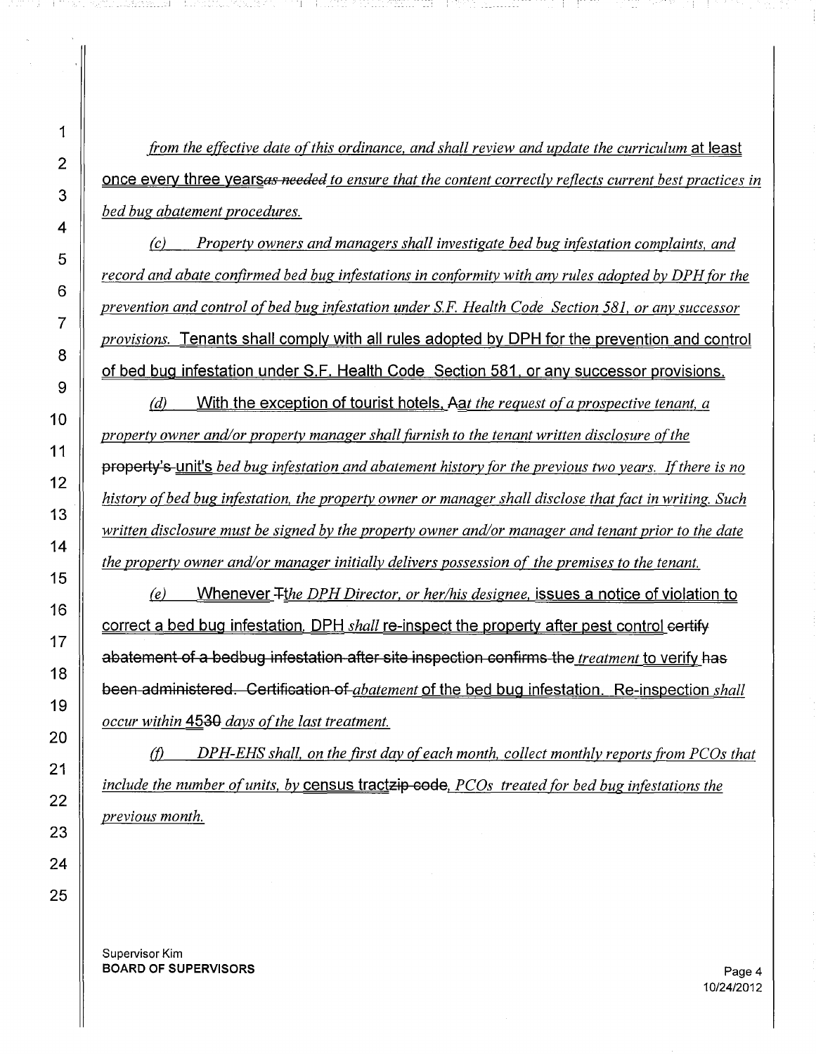*from the effective date of this ordinance, and shall review and update the curriculum* at least once every three years~~as needed~~ *to ensure that the content correctly reflects current best practices in bed bug abatement procedures.*

*(c) Property owners and managers shall investigate bed bug infestation complaints, and record and abate confirmed bed bug infestations in conformity with any rules adopted by DPH for the prevention and control of bed bug infestation under S.F. Health Code Section 581, or any successor provisions.* Tenants shall comply with all rules adopted by DPH for the prevention and control of bed bug infestation under S.F. Health Code Section 581, or any successor provisions.

*(d)* With the exception of tourist hotels, A~~a~~*t the request of a prospective tenant, a property owner and/or property manager shall furnish to the tenant written disclosure of the* ~~property's~~ unit's *bed bug infestation and abatement history for the previous two years. If there is no history of bed bug infestation, the property owner or manager shall disclose that fact in writing. Such written disclosure must be signed by the property owner and/or manager and tenant prior to the date the property owner and/or manager initially delivers possession of the premises to the tenant.*

*(e)* Whenever ~~T~~t*he DPH Director, or her/his designee,* issues a notice of violation to correct a bed bug infestation, DPH *shall* re-inspect the property after pest control ~~certify abatement of a bedbug infestation after site inspection confirms the~~ *treatment* to verify ~~has been administered. Certification of~~ *abatement* of the bed bug infestation. Re-inspection *shall occur within* 45~~30~~ *days of the last treatment.*

*(f) DPH-EHS shall, on the first day of each month, collect monthly reports from PCOs that include the number of units, by* census tract~~zip code~~, *PCOs treated for bed bug infestations the previous month.*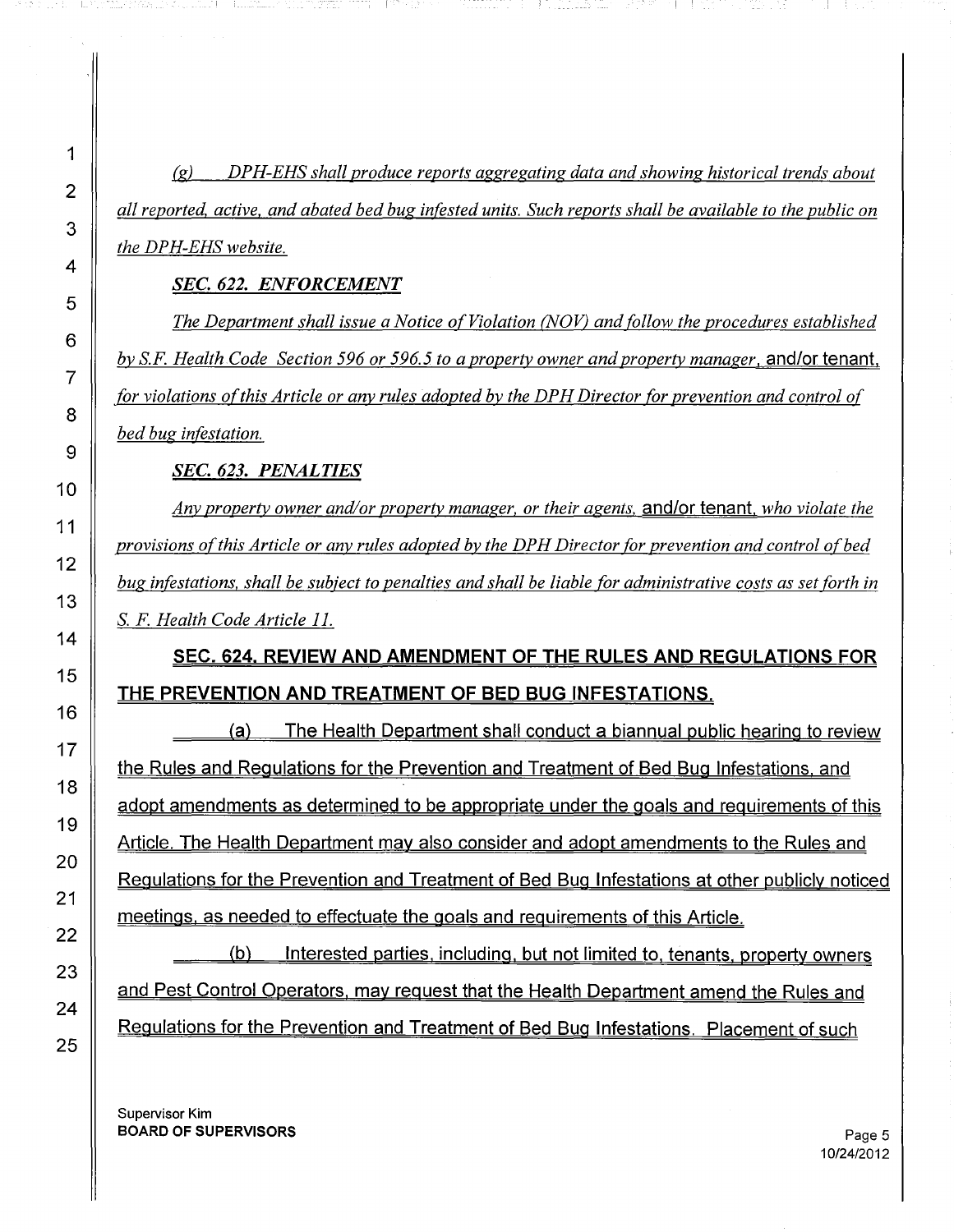*(g) DPH-EHS shall produce reports aggregating data and showing historical trends about all reported, active, and abated bed bug infested units. Such reports shall be available to the public on the DPH-EHS website.*

***SEC. 622. ENFORCEMENT***

*The Department shall issue a Notice of Violation (NOV) and follow the procedures established by S.F. Health Code Section 596 or 596.5 to a property owner and property manager*, and/or tenant, *for violations of this Article or any rules adopted by the DPH Director for prevention and control of bed bug infestation.*

***SEC. 623. PENALTIES***

*Any property owner and/or property manager, or their agents,* and/or tenant, *who violate the provisions of this Article or any rules adopted by the DPH Director for prevention and control of bed bug infestations, shall be subject to penalties and shall be liable for administrative costs as set forth in S. F. Health Code Article 11.*

**SEC. 624. REVIEW AND AMENDMENT OF THE RULES AND REGULATIONS FOR THE PREVENTION AND TREATMENT OF BED BUG INFESTATIONS.**

(a) The Health Department shall conduct a biannual public hearing to review the Rules and Regulations for the Prevention and Treatment of Bed Bug Infestations, and adopt amendments as determined to be appropriate under the goals and requirements of this Article. The Health Department may also consider and adopt amendments to the Rules and Regulations for the Prevention and Treatment of Bed Bug Infestations at other publicly noticed meetings, as needed to effectuate the goals and requirements of this Article.

(b) Interested parties, including, but not limited to, tenants, property owners and Pest Control Operators, may request that the Health Department amend the Rules and Regulations for the Prevention and Treatment of Bed Bug Infestations. Placement of such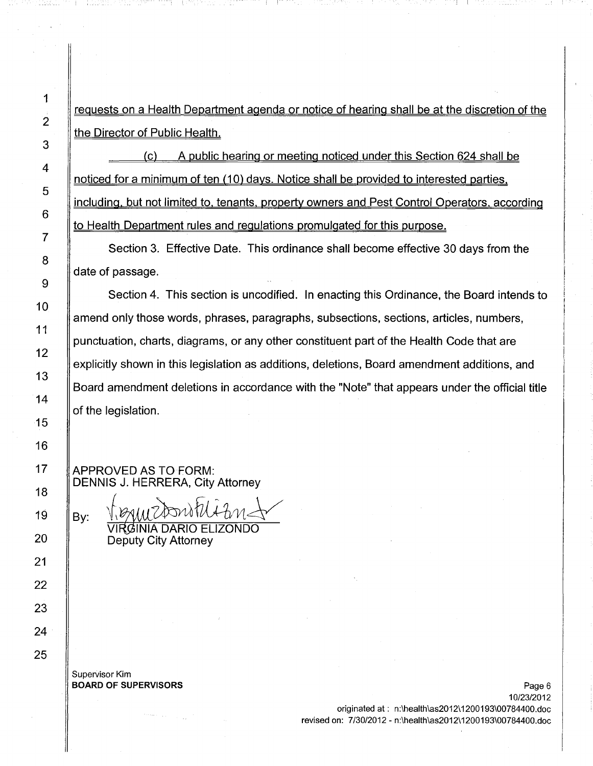requests on a Health Department agenda or notice of hearing shall be at the discretion of the the Director of Public Health.

(c) A public hearing or meeting noticed under this Section 624 shall be noticed for a minimum of ten (10) days. Notice shall be provided to interested parties, including, but not limited to, tenants, property owners and Pest Control Operators, according to Health Department rules and regulations promulgated for this purpose.

Section 3. Effective Date. This ordinance shall become effective 30 days from the date of passage.

Section 4. This section is uncodified. In enacting this Ordinance, the Board intends to amend only those words, phrases, paragraphs, subsections, sections, articles, numbers, punctuation, charts, diagrams, or any other constituent part of the Health Code that are explicitly shown in this legislation as additions, deletions, Board amendment additions, and Board amendment deletions in accordance with the "Note" that appears under the official title of the legislation.

APPROVED AS TO FORM:
DENNIS J. HERRERA, City Attorney

By: VIRGINIA DARIO ELIZONDO
Deputy City Attorney

Supervisor Kim
**BOARD OF SUPERVISORS**

10/23/2012
originated at : n:\health\as2012\1200193\00784400.doc
revised on: 7/30/2012 - n:\health\as2012\1200193\00784400.doc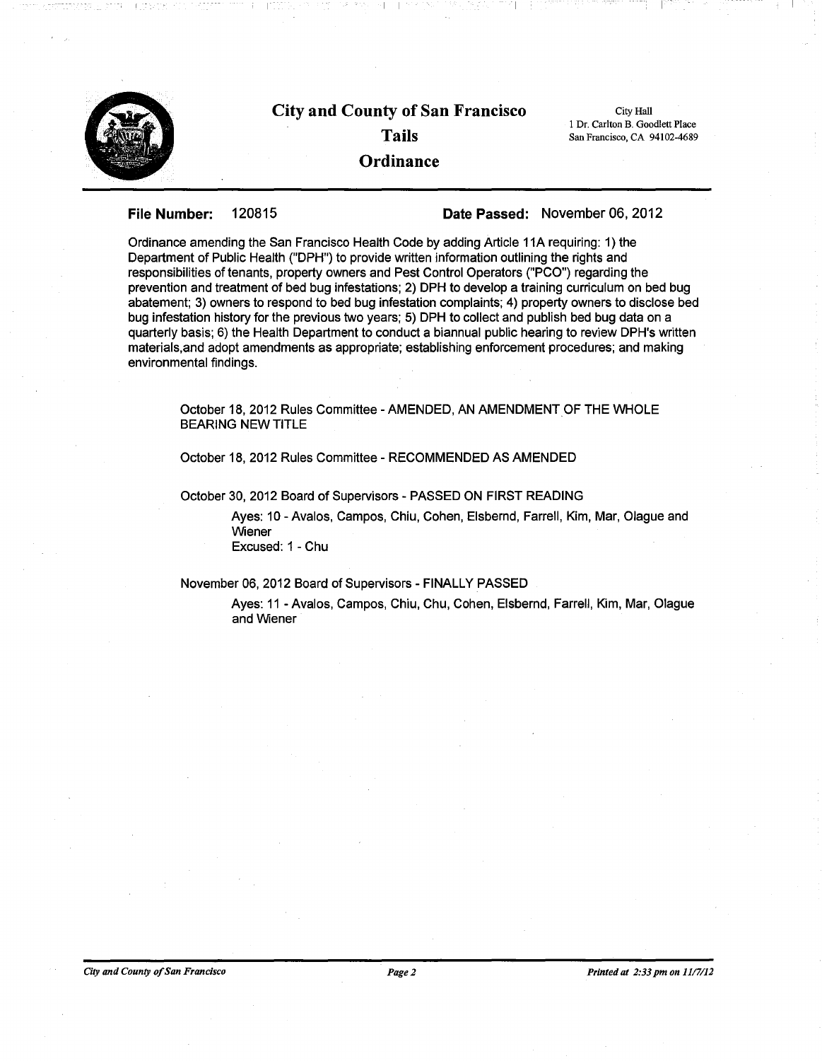# City and County of San Francisco

## Tails

## Ordinance

City Hall
1 Dr. Carlton B. Goodlett Place
San Francisco, CA 94102-4689

**File Number:** 120815 **Date Passed:** November 06, 2012

Ordinance amending the San Francisco Health Code by adding Article 11A requiring: 1) the Department of Public Health ("DPH") to provide written information outlining the rights and responsibilities of tenants, property owners and Pest Control Operators ("PCO") regarding the prevention and treatment of bed bug infestations; 2) DPH to develop a training curriculum on bed bug abatement; 3) owners to respond to bed bug infestation complaints; 4) property owners to disclose bed bug infestation history for the previous two years; 5) DPH to collect and publish bed bug data on a quarterly basis; 6) the Health Department to conduct a biannual public hearing to review DPH's written materials,and adopt amendments as appropriate; establishing enforcement procedures; and making environmental findings.

October 18, 2012 Rules Committee - AMENDED, AN AMENDMENT OF THE WHOLE BEARING NEW TITLE

October 18, 2012 Rules Committee - RECOMMENDED AS AMENDED

October 30, 2012 Board of Supervisors - PASSED ON FIRST READING

> Ayes: 10 - Avalos, Campos, Chiu, Cohen, Elsbernd, Farrell, Kim, Mar, Olague and Wiener
> Excused: 1 - Chu

November 06, 2012 Board of Supervisors - FINALLY PASSED

> Ayes: 11 - Avalos, Campos, Chiu, Chu, Cohen, Elsbernd, Farrell, Kim, Mar, Olague and Wiener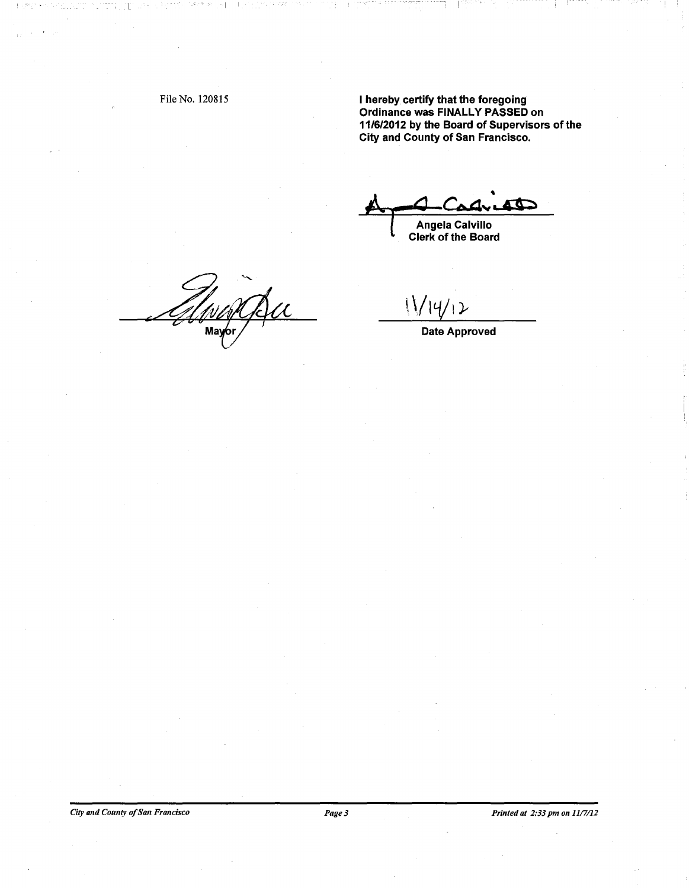File No. 120815

**I hereby certify that the foregoing Ordinance was FINALLY PASSED on 11/6/2012 by the Board of Supervisors of the City and County of San Francisco.**

**Angela Calvillo**
**Clerk of the Board**

Mayor

11/14/12

**Date Approved**